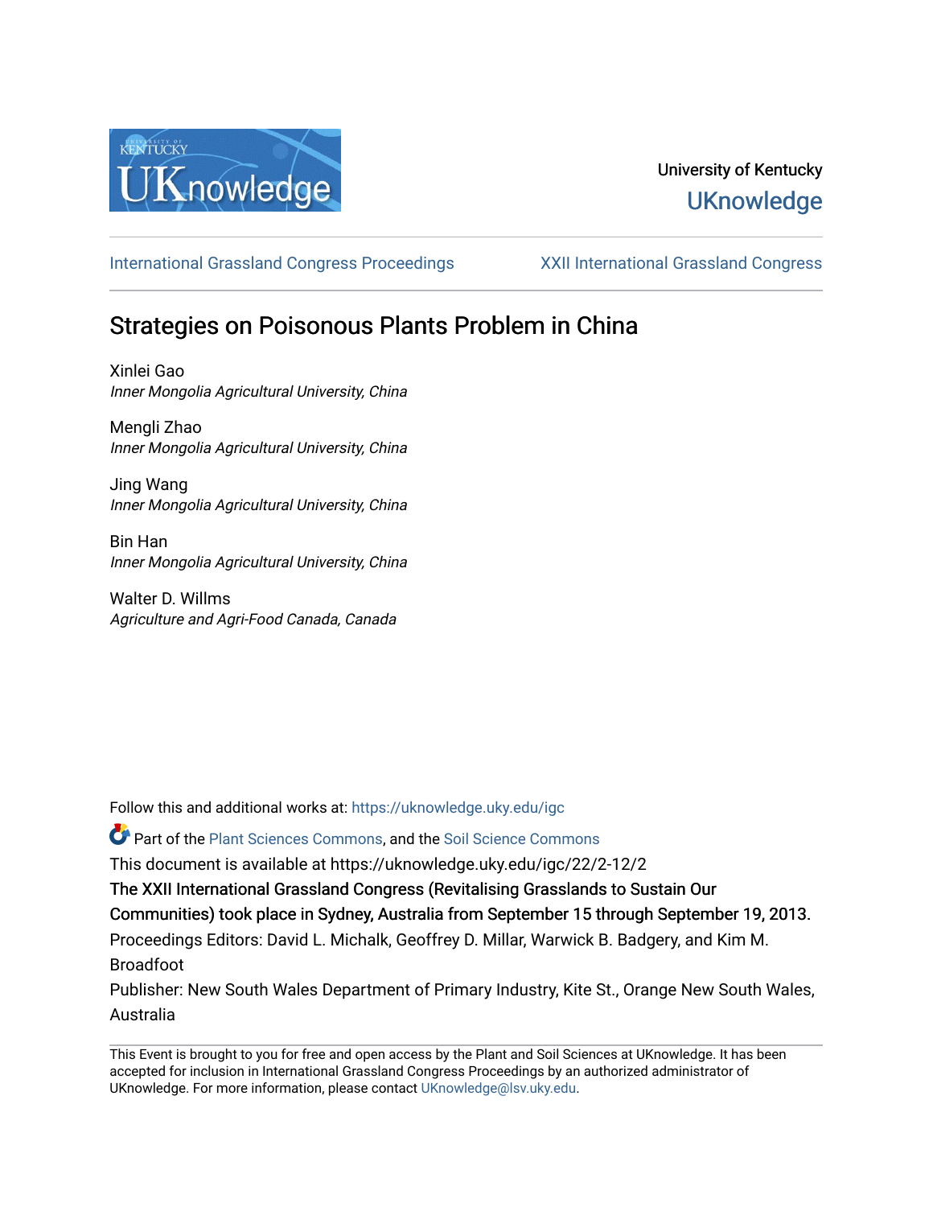University of Kentucky
UKnowledge

International Grassland Congress Proceedings | XXII International Grassland Congress

# Strategies on Poisonous Plants Problem in China

Xinlei Gao
*Inner Mongolia Agricultural University, China*

Mengli Zhao
*Inner Mongolia Agricultural University, China*

Jing Wang
*Inner Mongolia Agricultural University, China*

Bin Han
*Inner Mongolia Agricultural University, China*

Walter D. Willms
*Agriculture and Agri-Food Canada, Canada*

Follow this and additional works at: https://uknowledge.uky.edu/igc

Part of the Plant Sciences Commons, and the Soil Science Commons

This document is available at https://uknowledge.uky.edu/igc/22/2-12/2

The XXII International Grassland Congress (Revitalising Grasslands to Sustain Our Communities) took place in Sydney, Australia from September 15 through September 19, 2013.

Proceedings Editors: David L. Michalk, Geoffrey D. Millar, Warwick B. Badgery, and Kim M. Broadfoot

Publisher: New South Wales Department of Primary Industry, Kite St., Orange New South Wales, Australia

This Event is brought to you for free and open access by the Plant and Soil Sciences at UKnowledge. It has been accepted for inclusion in International Grassland Congress Proceedings by an authorized administrator of UKnowledge. For more information, please contact UKnowledge@lsv.uky.edu.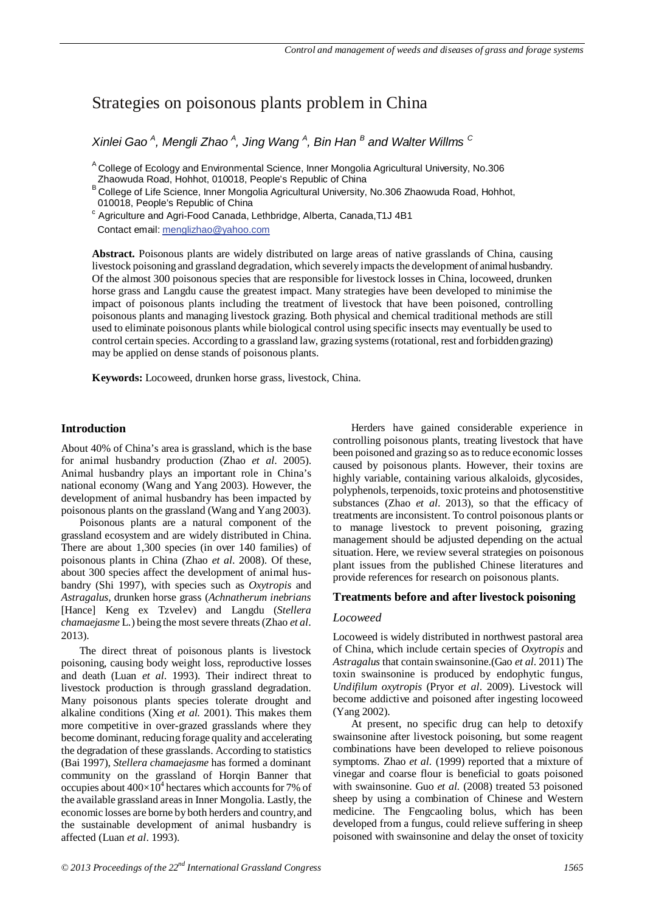# Strategies on poisonous plants problem in China

*Xinlei Gao [A], Mengli Zhao [A], Jing Wang [A], Bin Han [B] and Walter Willms [C]*

[A] College of Ecology and Environmental Science, Inner Mongolia Agricultural University, No.306 Zhaowuda Road, Hohhot, 010018, People's Republic of China

[B] College of Life Science, Inner Mongolia Agricultural University, No.306 Zhaowuda Road, Hohhot, 010018, People's Republic of China

[c] Agriculture and Agri-Food Canada, Lethbridge, Alberta, Canada,T1J 4B1

Contact email: menglizhao@yahoo.com

**Abstract.** Poisonous plants are widely distributed on large areas of native grasslands of China, causing livestock poisoning and grassland degradation, which severely impacts the development of animal husbandry. Of the almost 300 poisonous species that are responsible for livestock losses in China, locoweed, drunken horse grass and Langdu cause the greatest impact. Many strategies have been developed to minimise the impact of poisonous plants including the treatment of livestock that have been poisoned, controlling poisonous plants and managing livestock grazing. Both physical and chemical traditional methods are still used to eliminate poisonous plants while biological control using specific insects may eventually be used to control certain species. According to a grassland law, grazing systems (rotational, rest and forbidden grazing) may be applied on dense stands of poisonous plants.

**Keywords:** Locoweed, drunken horse grass, livestock, China.

## Introduction

About 40% of China's area is grassland, which is the base for animal husbandry production (Zhao *et al*. 2005). Animal husbandry plays an important role in China's national economy (Wang and Yang 2003). However, the development of animal husbandry has been impacted by poisonous plants on the grassland (Wang and Yang 2003).

Poisonous plants are a natural component of the grassland ecosystem and are widely distributed in China. There are about 1,300 species (in over 140 families) of poisonous plants in China (Zhao *et al*. 2008). Of these, about 300 species affect the development of animal husbandry (Shi 1997), with species such as *Oxytropis* and *Astragalus*, drunken horse grass (*Achnatherum inebrians* [Hance] Keng ex Tzvelev) and Langdu (*Stellera chamaejasme* L.) being the most severe threats (Zhao *et al*. 2013).

The direct threat of poisonous plants is livestock poisoning, causing body weight loss, reproductive losses and death (Luan *et al*. 1993). Their indirect threat to livestock production is through grassland degradation. Many poisonous plants species tolerate drought and alkaline conditions (Xing *et al.* 2001). This makes them more competitive in over-grazed grasslands where they become dominant, reducing forage quality and accelerating the degradation of these grasslands. According to statistics (Bai 1997), *Stellera chamaejasme* has formed a dominant community on the grassland of Horqin Banner that occupies about $400\times10^4$ hectares which accounts for 7% of the available grassland areas in Inner Mongolia. Lastly, the economic losses are borne by both herders and country, and the sustainable development of animal husbandry is affected (Luan *et al*. 1993).

Herders have gained considerable experience in controlling poisonous plants, treating livestock that have been poisoned and grazing so as to reduce economic losses caused by poisonous plants. However, their toxins are highly variable, containing various alkaloids, glycosides, polyphenols, terpenoids, toxic proteins and photosenstitive substances (Zhao *et al*. 2013), so that the efficacy of treatments are inconsistent. To control poisonous plants or to manage livestock to prevent poisoning, grazing management should be adjusted depending on the actual situation. Here, we review several strategies on poisonous plant issues from the published Chinese literatures and provide references for research on poisonous plants.

## Treatments before and after livestock poisoning

### *Locoweed*

Locoweed is widely distributed in northwest pastoral area of China, which include certain species of *Oxytropis* and *Astragalus* that contain swainsonine.(Gao *et al*. 2011) The toxin swainsonine is produced by endophytic fungus, *Undifilum oxytropis* (Pryor *et al*. 2009). Livestock will become addictive and poisoned after ingesting locoweed (Yang 2002).

At present, no specific drug can help to detoxify swainsonine after livestock poisoning, but some reagent combinations have been developed to relieve poisonous symptoms. Zhao *et al*. (1999) reported that a mixture of vinegar and coarse flour is beneficial to goats poisoned with swainsonine. Guo *et al.* (2008) treated 53 poisoned sheep by using a combination of Chinese and Western medicine. The Fengcaoling bolus, which has been developed from a fungus, could relieve suffering in sheep poisoned with swainsonine and delay the onset of toxicity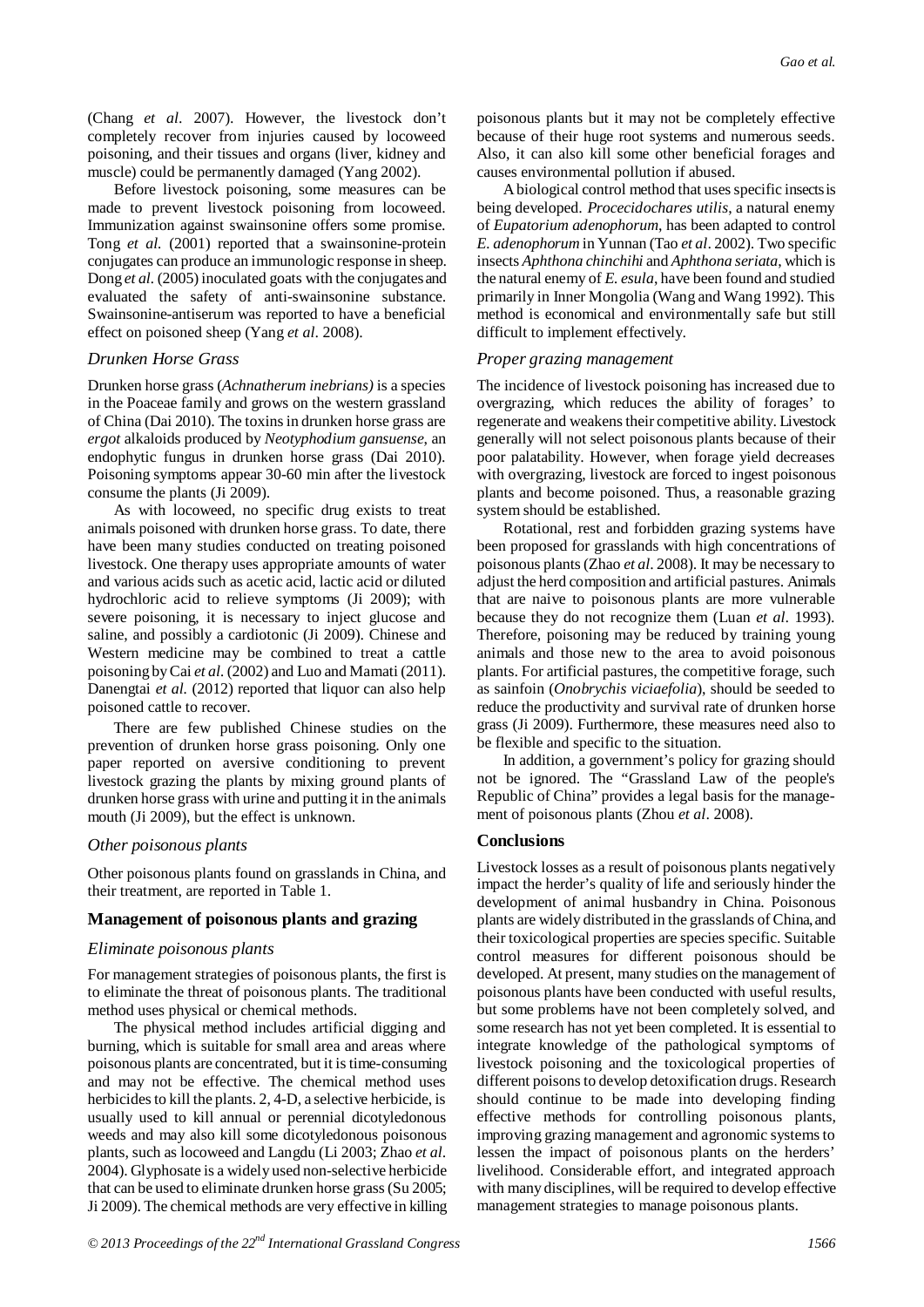(Chang *et al*. 2007). However, the livestock don't completely recover from injuries caused by locoweed poisoning, and their tissues and organs (liver, kidney and muscle) could be permanently damaged (Yang 2002).

Before livestock poisoning, some measures can be made to prevent livestock poisoning from locoweed. Immunization against swainsonine offers some promise. Tong *et al.* (2001) reported that a swainsonine-protein conjugates can produce an immunologic response in sheep. Dong *et al.* (2005) inoculated goats with the conjugates and evaluated the safety of anti-swainsonine substance. Swainsonine-antiserum was reported to have a beneficial effect on poisoned sheep (Yang *et al*. 2008).

### *Drunken Horse Grass*

Drunken horse grass (*Achnatherum inebrians)* is a species in the Poaceae family and grows on the western grassland of China (Dai 2010). The toxins in drunken horse grass are *ergot* alkaloids produced by *Neotyphodium gansuense*, an endophytic fungus in drunken horse grass (Dai 2010). Poisoning symptoms appear 30-60 min after the livestock consume the plants (Ji 2009).

As with locoweed, no specific drug exists to treat animals poisoned with drunken horse grass. To date, there have been many studies conducted on treating poisoned livestock. One therapy uses appropriate amounts of water and various acids such as acetic acid, lactic acid or diluted hydrochloric acid to relieve symptoms (Ji 2009); with severe poisoning, it is necessary to inject glucose and saline, and possibly a cardiotonic (Ji 2009). Chinese and Western medicine may be combined to treat a cattle poisoning by Cai *et al.* (2002) and Luo and Mamati (2011). Danengtai *et al.* (2012) reported that liquor can also help poisoned cattle to recover.

There are few published Chinese studies on the prevention of drunken horse grass poisoning. Only one paper reported on aversive conditioning to prevent livestock grazing the plants by mixing ground plants of drunken horse grass with urine and putting it in the animals mouth (Ji 2009), but the effect is unknown.

### *Other poisonous plants*

Other poisonous plants found on grasslands in China, and their treatment, are reported in Table 1.

## Management of poisonous plants and grazing

### *Eliminate poisonous plants*

For management strategies of poisonous plants, the first is to eliminate the threat of poisonous plants. The traditional method uses physical or chemical methods.

The physical method includes artificial digging and burning, which is suitable for small area and areas where poisonous plants are concentrated, but it is time-consuming and may not be effective. The chemical method uses herbicides to kill the plants. 2, 4-D, a selective herbicide, is usually used to kill annual or perennial dicotyledonous weeds and may also kill some dicotyledonous poisonous plants, such as locoweed and Langdu (Li 2003; Zhao *et al*. 2004). Glyphosate is a widely used non-selective herbicide that can be used to eliminate drunken horse grass (Su 2005; Ji 2009). The chemical methods are very effective in killing poisonous plants but it may not be completely effective because of their huge root systems and numerous seeds. Also, it can also kill some other beneficial forages and causes environmental pollution if abused.

A biological control method that uses specific insects is being developed. *Procecidochares utilis*, a natural enemy of *Eupatorium adenophorum*, has been adapted to control *E. adenophorum* in Yunnan (Tao *et al*. 2002). Two specific insects *Aphthona chinchihi* and *Aphthona seriata,* which is the natural enemy of *E. esula*, have been found and studied primarily in Inner Mongolia (Wang and Wang 1992). This method is economical and environmentally safe but still difficult to implement effectively.

### *Proper grazing management*

The incidence of livestock poisoning has increased due to overgrazing, which reduces the ability of forages' to regenerate and weakens their competitive ability. Livestock generally will not select poisonous plants because of their poor palatability. However, when forage yield decreases with overgrazing, livestock are forced to ingest poisonous plants and become poisoned. Thus, a reasonable grazing system should be established.

Rotational, rest and forbidden grazing systems have been proposed for grasslands with high concentrations of poisonous plants (Zhao *et al*. 2008). It may be necessary to adjust the herd composition and artificial pastures. Animals that are naive to poisonous plants are more vulnerable because they do not recognize them (Luan *et al*. 1993). Therefore, poisoning may be reduced by training young animals and those new to the area to avoid poisonous plants. For artificial pastures, the competitive forage, such as sainfoin (*Onobrychis viciaefolia*), should be seeded to reduce the productivity and survival rate of drunken horse grass (Ji 2009). Furthermore, these measures need also to be flexible and specific to the situation.

In addition, a government's policy for grazing should not be ignored. The "Grassland Law of the people's Republic of China" provides a legal basis for the management of poisonous plants (Zhou *et al*. 2008).

## Conclusions

Livestock losses as a result of poisonous plants negatively impact the herder's quality of life and seriously hinder the development of animal husbandry in China. Poisonous plants are widely distributed in the grasslands of China, and their toxicological properties are species specific. Suitable control measures for different poisonous should be developed. At present, many studies on the management of poisonous plants have been conducted with useful results, but some problems has not yet been completely solved, and some research has not yet been completed. It is essential to integrate knowledge of the pathological symptoms of livestock poisoning and the toxicological properties of different poisons to develop detoxification drugs. Research should continue to be made into developing finding effective methods for controlling poisonous plants, improving grazing management and agronomic systems to lessen the impact of poisonous plants on the herders' livelihood. Considerable effort, and integrated approach with many disciplines, will be required to develop effective management strategies to manage poisonous plants.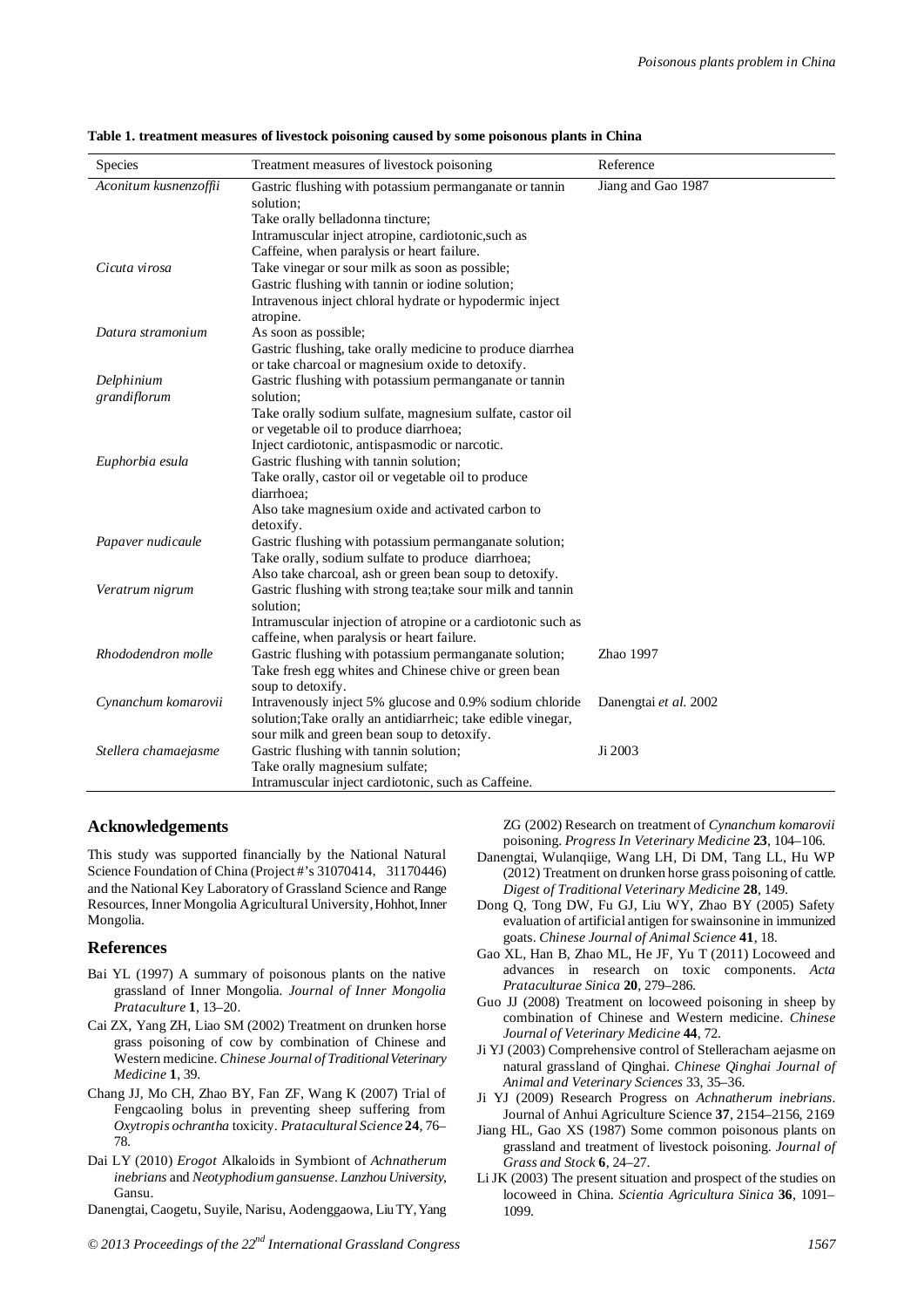**Table 1. treatment measures of livestock poisoning caused by some poisonous plants in China**

| Species | Treatment measures of livestock poisoning | Reference |
|---|---|---|
| *Aconitum kusnenzoffii* | Gastric flushing with potassium permanganate or tannin solution; Take orally belladonna tincture; Intramuscular inject atropine, cardiotonic,such as Caffeine, when paralysis or heart failure. | Jiang and Gao 1987 |
| *Cicuta virosa* | Take vinegar or sour milk as soon as possible; Gastric flushing with tannin or iodine solution; Intravenous inject chloral hydrate or hypodermic inject atropine. | |
| *Datura stramonium* | As soon as possible; Gastric flushing, take orally medicine to produce diarrhea or take charcoal or magnesium oxide to detoxify. | |
| *Delphinium grandiflorum* | Gastric flushing with potassium permanganate or tannin solution; Take orally sodium sulfate, magnesium sulfate, castor oil or vegetable oil to produce diarrhoea; Inject cardiotonic, antispasmodic or narcotic. | |
| *Euphorbia esula* | Gastric flushing with tannin solution; Take orally, castor oil or vegetable oil to produce diarrhoea; Also take magnesium oxide and activated carbon to detoxify. | |
| *Papaver nudicaule* | Gastric flushing with potassium permanganate solution; Take orally, sodium sulfate to produce diarrhoea; Also take charcoal, ash or green bean soup to detoxify. | |
| *Veratrum nigrum* | Gastric flushing with strong tea;take sour milk and tannin solution; Intramuscular injection of atropine or a cardiotonic such as caffeine, when paralysis or heart failure. | |
| *Rhododendron molle* | Gastric flushing with potassium permanganate solution; Take fresh egg whites and Chinese chive or green bean soup to detoxify. | Zhao 1997 |
| *Cynanchum komarovii* | Intravenously inject 5% glucose and 0.9% sodium chloride solution;Take orally an antidiarrheic; take edible vinegar, sour milk and green bean soup to detoxify. | Danengtai *et al.* 2002 |
| *Stellera chamaejasme* | Gastric flushing with tannin solution; Take orally magnesium sulfate; Intramuscular inject cardiotonic, such as Caffeine. | Ji 2003 |

## Acknowledgements

This study was supported financially by the National Natural Science Foundation of China (Project#'s 31070414, 31170446) and the National Key Laboratory of Grassland Science and Range Resources, Inner Mongolia Agricultural University, Hohhot, Inner Mongolia.

## References

Bai YL (1997) A summary of poisonous plants on the native grassland of Inner Mongolia. *Journal of Inner Mongolia Prataculture* **1**, 13–20.

Cai ZX, Yang ZH, Liao SM (2002) Treatment on drunken horse grass poisoning of cow by combination of Chinese and Western medicine. *Chinese Journal of Traditional Veterinary Medicine* **1**, 39.

Chang JJ, Mo CH, Zhao BY, Fan ZF, Wang K (2007) Trial of Fengcaoling bolus in preventing sheep suffering from *Oxytropis ochrantha* toxicity. *Pratacultural Science* **24**, 76–78.

Dai LY (2010) *Erogot* Alkaloids in Symbiont of *Achnatherum inebrians* and *Neotyphodium gansuense*. *Lanzhou University,* Gansu.

Danengtai, Caogetu, Suyile, Narisu, Aodenggaowa, Liu TY, Yang ZG (2002) Research on treatment of *Cynanchum komarovii* poisoning. *Progress In Veterinary Medicine* **23**, 104–106.

Danengtai, Wulanqiige, Wang LH, Di DM, Tang LL, Hu WP (2012) Treatment on drunken horse grass poisoning of cattle. *Digest of Traditional Veterinary Medicine* **28**, 149.

Dong Q, Tong DW, Fu GJ, Liu WY, Zhao BY (2005) Safety evaluation of artificial antigen for swainsonine in immunized goats. *Chinese Journal of Animal Science* **41**, 18.

Gao XL, Han B, Zhao ML, He JF, Yu T (2011) Locoweed and advances in research on toxic components. *Acta Prataculturae Sinica* **20**, 279–286.

Guo JJ (2008) Treatment on locoweed poisoning in sheep by combination of Chinese and Western medicine. *Chinese Journal of Veterinary Medicine* **44**, 72.

Ji YJ (2003) Comprehensive control of Stelleracham aejasme on natural grassland of Qinghai. *Chinese Qinghai Journal of Animal and Veterinary Sciences* 33, 35–36.

Ji YJ (2009) Research Progress on *Achnatherum inebrians*. Journal of Anhui Agriculture Science **37**, 2154–2156, 2169

Jiang HL, Gao XS (1987) Some common poisonous plants on grassland and treatment of livestock poisoning. *Journal of Grass and Stock* **6**, 24–27.

Li JK (2003) The present situation and prospect of the studies on locoweed in China. *Scientia Agricultura Sinica* **36**, 1091–1099.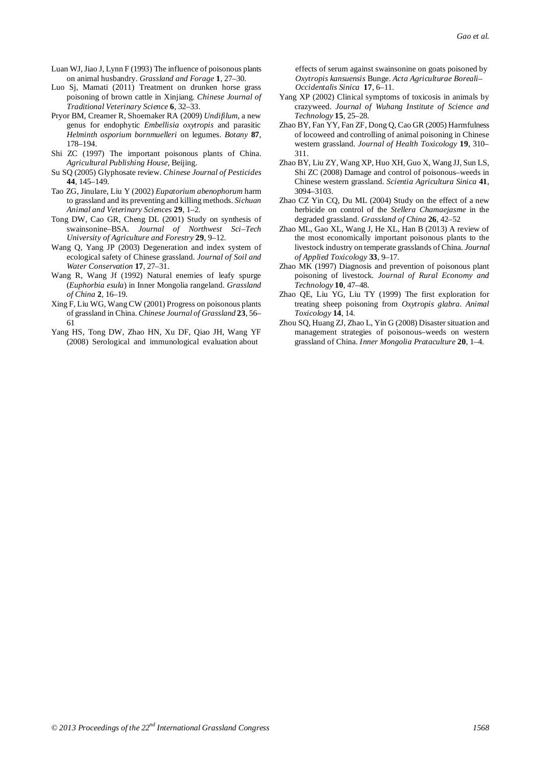Luan WJ, Jiao J, Lynn F (1993) The influence of poisonous plants on animal husbandry. *Grassland and Forage* **1**, 27–30.

Luo Sj, Mamati (2011) Treatment on drunken horse grass poisoning of brown cattle in Xinjiang. *Chinese Journal of Traditional Veterinary Science* **6**, 32–33.

Pryor BM, Creamer R, Shoemaker RA (2009) *Undifilum*, a new genus for endophytic *Embellisia oxytropis* and parasitic *Helminth osporium bornmuelleri* on legumes. *Botany* **87**, 178–194.

Shi ZC (1997) The important poisonous plants of China. *Agricultural Publishing House*, Beijing.

Su SQ (2005) Glyphosate review. *Chinese Journal of Pesticides* **44**, 145–149.

Tao ZG, Jinulare, Liu Y (2002) *Eupatorium abenophorum* harm to grassland and its preventing and killing methods. *Sichuan Animal and Veterinary Sciences* **29**, 1–2.

Tong DW, Cao GR, Cheng DL (2001) Study on synthesis of swainsonine–BSA. *Journal of Northwest Sci–Tech University of Agriculture and Forestry* **29**, 9–12.

Wang Q, Yang JP (2003) Degeneration and index system of ecological safety of Chinese grassland. *Journal of Soil and Water Conservation* **17**, 27–31.

Wang R, Wang Jf (1992) Natural enemies of leafy spurge (*Euphorbia esula*) in Inner Mongolia rangeland. *Grassland of China* **2**, 16–19.

Xing F, Liu WG, Wang CW (2001) Progress on poisonous plants of grassland in China. *Chinese Journal of Grassland* **23**, 56–61

Yang HS, Tong DW, Zhao HN, Xu DF, Qiao JH, Wang YF (2008) Serological and immunological evaluation about effects of serum against swainsonine on goats poisoned by *Oxytropis kansuensis* Bunge. *Acta Agriculturae Boreali–Occidentalis Sinica* **17**, 6–11.

Yang XP (2002) Clinical symptoms of toxicosis in animals by crazyweed. *Journal of Wuhang Institute of Science and Technology* **15**, 25–28.

Zhao BY, Fan YY, Fan ZF, Dong Q, Cao GR (2005) Harmfulness of locoweed and controlling of animal poisoning in Chinese western grassland. *Journal of Health Toxicology* **19**, 310–311.

Zhao BY, Liu ZY, Wang XP, Huo XH, Guo X, Wang JJ, Sun LS, Shi ZC (2008) Damage and control of poisonous–weeds in Chinese western grassland. *Scientia Agricultura Sinica* **41**, 3094–3103.

Zhao CZ Yin CQ, Du ML (2004) Study on the effect of a new herbicide on control of the *Stellera Chamaejasme* in the degraded grassland. *Grassland of China* **26**, 42–52

Zhao ML, Gao XL, Wang J, He XL, Han B (2013) A review of the most economically important poisonous plants to the livestock industry on temperate grasslands of China. *Journal of Applied Toxicology* **33**, 9–17.

Zhao MK (1997) Diagnosis and prevention of poisonous plant poisoning of livestock. *Journal of Rural Economy and Technology* **10**, 47–48.

Zhao QE, Liu YG, Liu TY (1999) The first exploration for treating sheep poisoning from *Oxytropis glabra*. *Animal Toxicology* **14**, 14.

Zhou SQ, Huang ZJ, Zhao L, Yin G (2008) Disaster situation and management strategies of poisonous–weeds on western grassland of China. *Inner Mongolia Prataculture* **20**, 1–4.